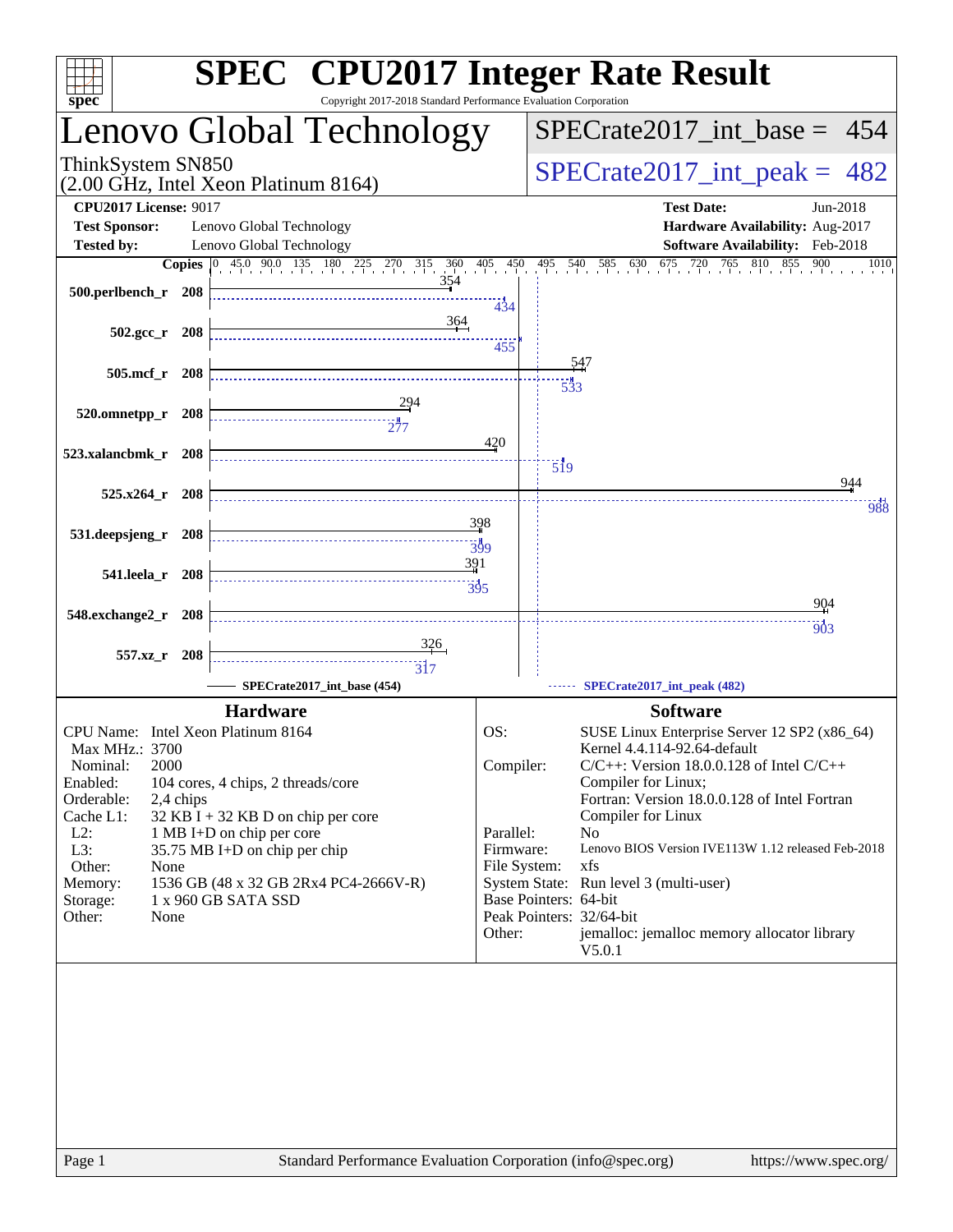# SPEC CPU2017 Integer Rate Result

Copyright 2017-2018 Standard Performance Evaluation Corporation

## Lenovo Global Technology

ThinkSystem SN850
(2.00 GHz, Intel Xeon Platinum 8164)

SPECrate2017_int_base = 454

SPECrate2017_int_peak = 482

| | | | |
|---|---|---|---|
| **CPU2017 License:** | 9017 | **Test Date:** | Jun-2018 |
| **Test Sponsor:** | Lenovo Global Technology | **Hardware Availability:** | Aug-2017 |
| **Tested by:** | Lenovo Global Technology | **Software Availability:** | Feb-2018 |

Copies 0 45.0 90.0 135 180 225 270 315 360 405 450 495 540 585 630 675 720 765 810 855 900 1010

500.perlbench_r 208 354 434
502.gcc_r 208 364 455
505.mcf_r 208 547 533
520.omnetpp_r 208 294 277
523.xalancbmk_r 208 420 519
525.x264_r 208 944 988
531.deepsjeng_r 208 398 399
541.leela_r 208 391 395
548.exchange2_r 208 904 903
557.xz_r 208 326 317

SPECrate2017_int_base (454)
SPECrate2017_int_peak (482)

## Hardware

| | |
|---|---|
| CPU Name: | Intel Xeon Platinum 8164 |
| Max MHz.: | 3700 |
| Nominal: | 2000 |
| Enabled: | 104 cores, 4 chips, 2 threads/core |
| Orderable: | 2,4 chips |
| Cache L1: | 32 KB I + 32 KB D on chip per core |
| L2: | 1 MB I+D on chip per core |
| L3: | 35.75 MB I+D on chip per chip |
| Other: | None |
| Memory: | 1536 GB (48 x 32 GB 2Rx4 PC4-2666V-R) |
| Storage: | 1 x 960 GB SATA SSD |
| Other: | None |

## Software

| | |
|---|---|
| OS: | SUSE Linux Enterprise Server 12 SP2 (x86_64) Kernel 4.4.114-92.64-default |
| Compiler: | C/C++: Version 18.0.0.128 of Intel C/C++ Compiler for Linux; Fortran: Version 18.0.0.128 of Intel Fortran Compiler for Linux |
| Parallel: | No |
| Firmware: | Lenovo BIOS Version IVE113W 1.12 released Feb-2018 |
| File System: | xfs |
| System State: | Run level 3 (multi-user) |
| Base Pointers: | 64-bit |
| Peak Pointers: | 32/64-bit |
| Other: | jemalloc: jemalloc memory allocator library V5.0.1 |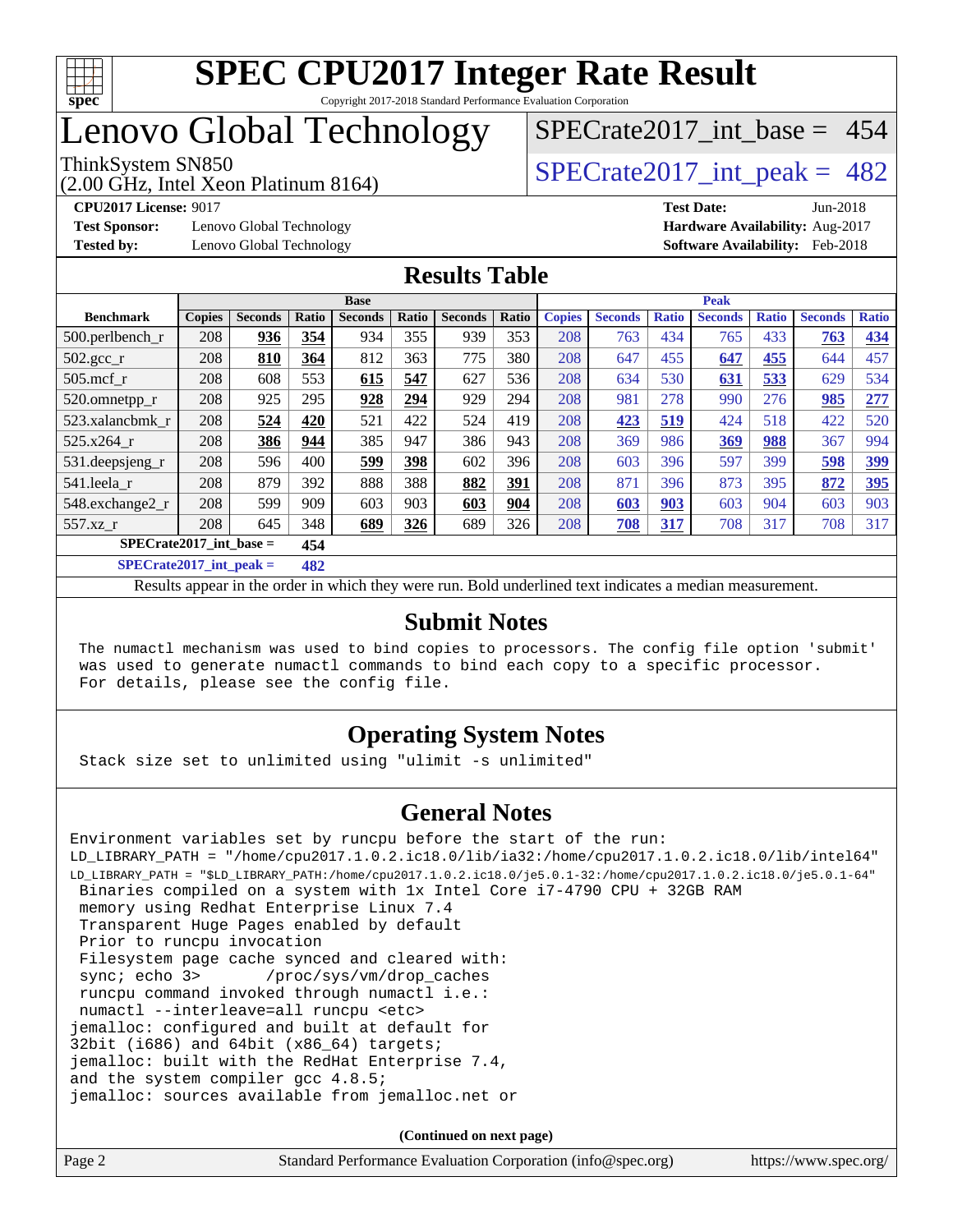# SPEC CPU2017 Integer Rate Result

Copyright 2017-2018 Standard Performance Evaluation Corporation

# Lenovo Global Technology

ThinkSystem SN850
(2.00 GHz, Intel Xeon Platinum 8164)

SPECrate2017_int_base = 454

SPECrate2017_int_peak = 482

**CPU2017 License:** 9017
**Test Sponsor:** Lenovo Global Technology
**Tested by:** Lenovo Global Technology

**Test Date:** Jun-2018
**Hardware Availability:** Aug-2017
**Software Availability:** Feb-2018

## Results Table

| | Base | | | | | | | Peak | | | | | | |
|---|---|---|---|---|---|---|---|---|---|---|---|---|---|---|
| **Benchmark** | **Copies** | **Seconds** | **Ratio** | **Seconds** | **Ratio** | **Seconds** | **Ratio** | **Copies** | **Seconds** | **Ratio** | **Seconds** | **Ratio** | **Seconds** | **Ratio** |
| 500.perlbench_r | 208 | **936** | **354** | 934 | 355 | 939 | 353 | 208 | 763 | 434 | 765 | 433 | **763** | **434** |
| 502.gcc_r | 208 | **810** | **364** | 812 | 363 | 775 | 380 | 208 | 647 | 455 | **647** | **455** | 644 | 457 |
| 505.mcf_r | 208 | 608 | 553 | **615** | **547** | 627 | 536 | 208 | 634 | 530 | **631** | **533** | 629 | 534 |
| 520.omnetpp_r | 208 | 925 | 295 | **928** | **294** | 929 | 294 | 208 | 981 | 278 | 990 | 276 | **985** | **277** |
| 523.xalancbmk_r | 208 | **524** | **420** | 521 | 422 | 524 | 419 | 208 | **423** | **519** | 424 | 518 | 422 | 520 |
| 525.x264_r | 208 | **386** | **944** | 385 | 947 | 386 | 943 | 208 | 369 | 986 | **369** | **988** | 367 | 994 |
| 531.deepsjeng_r | 208 | 596 | 400 | **599** | **398** | 602 | 396 | 208 | 603 | 396 | 597 | 399 | **598** | **399** |
| 541.leela_r | 208 | 879 | 392 | 888 | 388 | **882** | **391** | 208 | 871 | 396 | 873 | 395 | **872** | **395** |
| 548.exchange2_r | 208 | 599 | 909 | 603 | 903 | **603** | **904** | 208 | **603** | **903** | 603 | 904 | 603 | 903 |
| 557.xz_r | 208 | 645 | 348 | **689** | **326** | 689 | 326 | 208 | **708** | **317** | 708 | 317 | 708 | 317 |

**SPECrate2017_int_base =** **454**

**SPECrate2017_int_peak =** **482**

Results appear in the order in which they were run. Bold underlined text indicates a median measurement.

## Submit Notes

```
The numactl mechanism was used to bind copies to processors. The config file option 'submit'
was used to generate numactl commands to bind each copy to a specific processor.
For details, please see the config file.
```

## Operating System Notes

```
Stack size set to unlimited using "ulimit -s unlimited"
```

## General Notes

```
Environment variables set by runcpu before the start of the run:
LD_LIBRARY_PATH = "/home/cpu2017.1.0.2.ic18.0/lib/ia32:/home/cpu2017.1.0.2.ic18.0/lib/intel64"
LD_LIBRARY_PATH = "$LD_LIBRARY_PATH:/home/cpu2017.1.0.2.ic18.0/je5.0.1-32:/home/cpu2017.1.0.2.ic18.0/je5.0.1-64"
 Binaries compiled on a system with 1x Intel Core i7-4790 CPU + 32GB RAM
 memory using Redhat Enterprise Linux 7.4
 Transparent Huge Pages enabled by default
 Prior to runcpu invocation
 Filesystem page cache synced and cleared with:
 sync; echo 3>       /proc/sys/vm/drop_caches
 runcpu command invoked through numactl i.e.:
 numactl --interleave=all runcpu <etc>
jemalloc: configured and built at default for
32bit (i686) and 64bit (x86_64) targets;
jemalloc: built with the RedHat Enterprise 7.4,
and the system compiler gcc 4.8.5;
jemalloc: sources available from jemalloc.net or
```

(Continued on next page)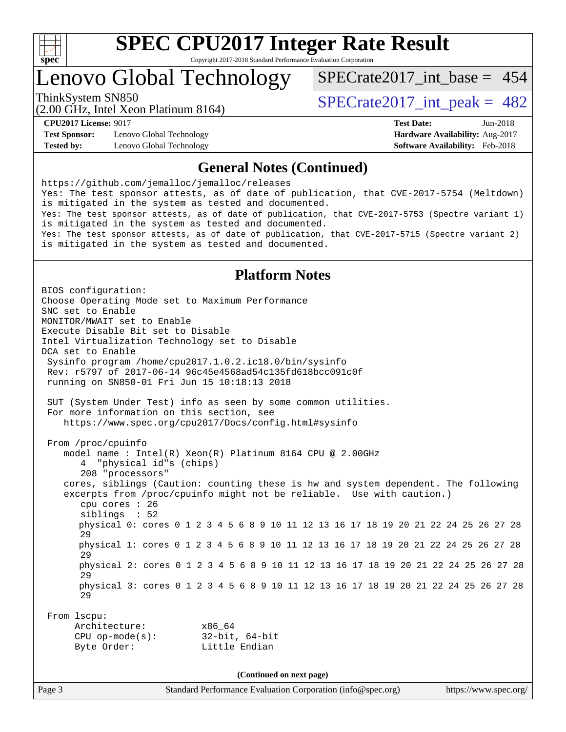# SPEC CPU2017 Integer Rate Result

Copyright 2017-2018 Standard Performance Evaluation Corporation

# Lenovo Global Technology

ThinkSystem SN850
(2.00 GHz, Intel Xeon Platinum 8164)

SPECrate2017_int_base = 454

SPECrate2017_int_peak = 482

**CPU2017 License:** 9017
**Test Sponsor:** Lenovo Global Technology
**Tested by:** Lenovo Global Technology

**Test Date:** Jun-2018
**Hardware Availability:** Aug-2017
**Software Availability:** Feb-2018

## General Notes (Continued)

```
https://github.com/jemalloc/jemalloc/releases
Yes: The test sponsor attests, as of date of publication, that CVE-2017-5754 (Meltdown)
is mitigated in the system as tested and documented.
Yes: The test sponsor attests, as of date of publication, that CVE-2017-5753 (Spectre variant 1)
is mitigated in the system as tested and documented.
Yes: The test sponsor attests, as of date of publication, that CVE-2017-5715 (Spectre variant 2)
is mitigated in the system as tested and documented.
```

## Platform Notes

```
BIOS configuration:
Choose Operating Mode set to Maximum Performance
SNC set to Enable
MONITOR/MWAIT set to Enable
Execute Disable Bit set to Disable
Intel Virtualization Technology set to Disable
DCA set to Enable
 Sysinfo program /home/cpu2017.1.0.2.ic18.0/bin/sysinfo
 Rev: r5797 of 2017-06-14 96c45e4568ad54c135fd618bcc091c0f
 running on SN850-01 Fri Jun 15 10:18:13 2018

 SUT (System Under Test) info as seen by some common utilities.
 For more information on this section, see
    https://www.spec.org/cpu2017/Docs/config.html#sysinfo

 From /proc/cpuinfo
    model name : Intel(R) Xeon(R) Platinum 8164 CPU @ 2.00GHz
       4  "physical id"s (chips)
       208 "processors"
    cores, siblings (Caution: counting these is hw and system dependent. The following
    excerpts from /proc/cpuinfo might not be reliable.  Use with caution.)
       cpu cores : 26
       siblings  : 52
       physical 0: cores 0 1 2 3 4 5 6 8 9 10 11 12 13 16 17 18 19 20 21 22 24 25 26 27 28
       29
       physical 1: cores 0 1 2 3 4 5 6 8 9 10 11 12 13 16 17 18 19 20 21 22 24 25 26 27 28
       29
       physical 2: cores 0 1 2 3 4 5 6 8 9 10 11 12 13 16 17 18 19 20 21 22 24 25 26 27 28
       29
       physical 3: cores 0 1 2 3 4 5 6 8 9 10 11 12 13 16 17 18 19 20 21 22 24 25 26 27 28
       29

 From lscpu:
      Architecture:          x86_64
      CPU op-mode(s):        32-bit, 64-bit
      Byte Order:            Little Endian
```

(Continued on next page)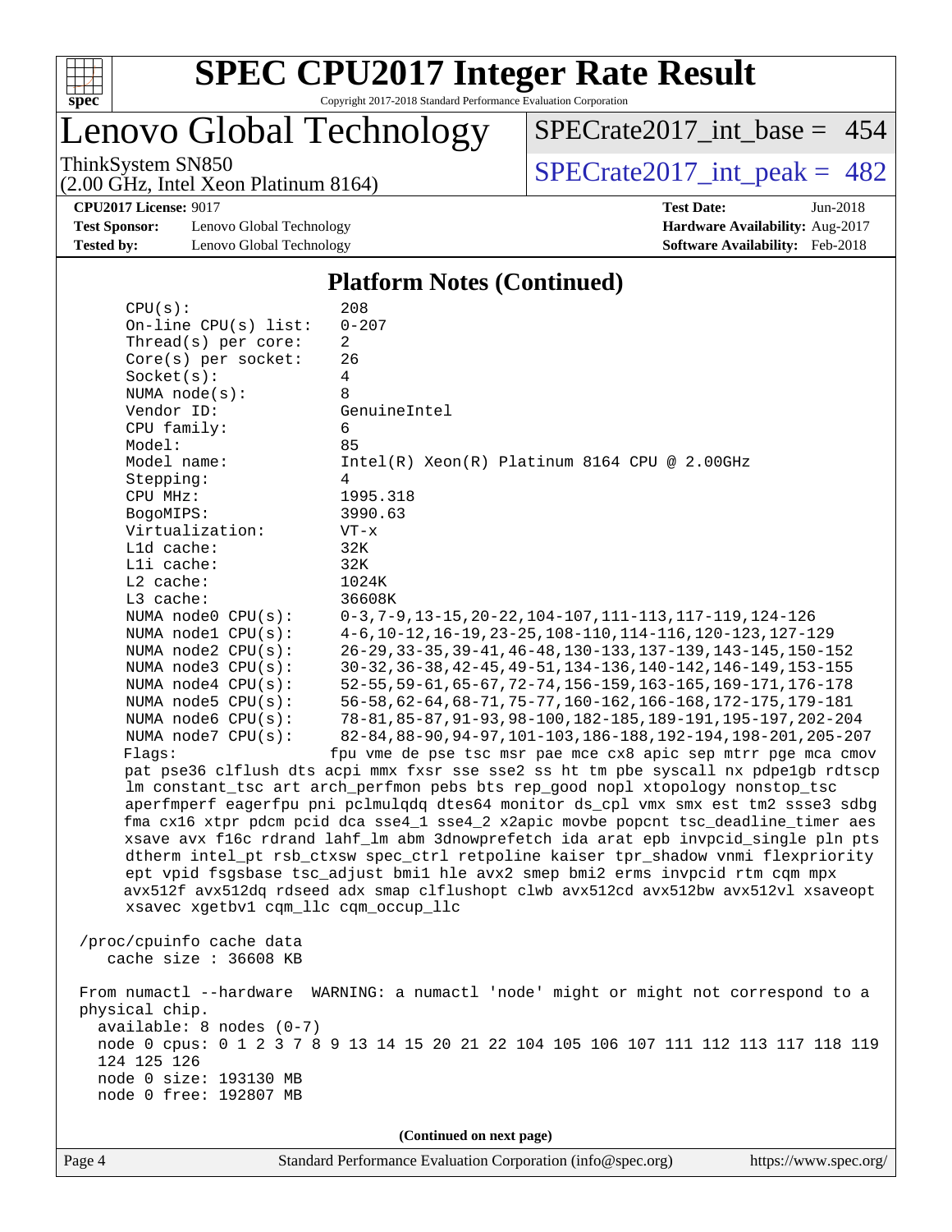# SPEC CPU2017 Integer Rate Result

Copyright 2017-2018 Standard Performance Evaluation Corporation

## Lenovo Global Technology

ThinkSystem SN850
(2.00 GHz, Intel Xeon Platinum 8164)

SPECrate2017_int_base = 454

SPECrate2017_int_peak = 482

**CPU2017 License:** 9017
**Test Sponsor:** Lenovo Global Technology
**Tested by:** Lenovo Global Technology

**Test Date:** Jun-2018
**Hardware Availability:** Aug-2017
**Software Availability:** Feb-2018

### Platform Notes (Continued)

```
    CPU(s):                208
    On-line CPU(s) list:   0-207
    Thread(s) per core:    2
    Core(s) per socket:    26
    Socket(s):             4
    NUMA node(s):          8
    Vendor ID:             GenuineIntel
    CPU family:            6
    Model:                 85
    Model name:            Intel(R) Xeon(R) Platinum 8164 CPU @ 2.00GHz
    Stepping:              4
    CPU MHz:               1995.318
    BogoMIPS:              3990.63
    Virtualization:        VT-x
    L1d cache:             32K
    L1i cache:             32K
    L2 cache:              1024K
    L3 cache:              36608K
    NUMA node0 CPU(s):     0-3,7-9,13-15,20-22,104-107,111-113,117-119,124-126
    NUMA node1 CPU(s):     4-6,10-12,16-19,23-25,108-110,114-116,120-123,127-129
    NUMA node2 CPU(s):     26-29,33-35,39-41,46-48,130-133,137-139,143-145,150-152
    NUMA node3 CPU(s):     30-32,36-38,42-45,49-51,134-136,140-142,146-149,153-155
    NUMA node4 CPU(s):     52-55,59-61,65-67,72-74,156-159,163-165,169-171,176-178
    NUMA node5 CPU(s):     56-58,62-64,68-71,75-77,160-162,166-168,172-175,179-181
    NUMA node6 CPU(s):     78-81,85-87,91-93,98-100,182-185,189-191,195-197,202-204
    NUMA node7 CPU(s):     82-84,88-90,94-97,101-103,186-188,192-194,198-201,205-207
    Flags:                fpu vme de pse tsc msr pae mce cx8 apic sep mtrr pge mca cmov
    pat pse36 clflush dts acpi mmx fxsr sse sse2 ss ht tm pbe syscall nx pdpe1gb rdtscp
    lm constant_tsc art arch_perfmon pebs bts rep_good nopl xtopology nonstop_tsc
    aperfmperf eagerfpu pni pclmulqdq dtes64 monitor ds_cpl vmx smx est tm2 ssse3 sdbg
    fma cx16 xtpr pdcm pcid dca sse4_1 sse4_2 x2apic movbe popcnt tsc_deadline_timer aes
    xsave avx f16c rdrand lahf_lm abm 3dnowprefetch ida arat epb invpcid_single pln pts
    dtherm intel_pt rsb_ctxsw spec_ctrl retpoline kaiser tpr_shadow vnmi flexpriority
    ept vpid fsgsbase tsc_adjust bmi1 hle avx2 smep bmi2 erms invpcid rtm cqm mpx
    avx512f avx512dq rdseed adx smap clflushopt clwb avx512cd avx512bw avx512vl xsaveopt
    xsavec xgetbv1 cqm_llc cqm_occup_llc

 /proc/cpuinfo cache data
    cache size : 36608 KB

 From numactl --hardware  WARNING: a numactl 'node' might or might not correspond to a
 physical chip.
   available: 8 nodes (0-7)
   node 0 cpus: 0 1 2 3 7 8 9 13 14 15 20 21 22 104 105 106 107 111 112 113 117 118 119
   124 125 126
   node 0 size: 193130 MB
   node 0 free: 192807 MB
```

(Continued on next page)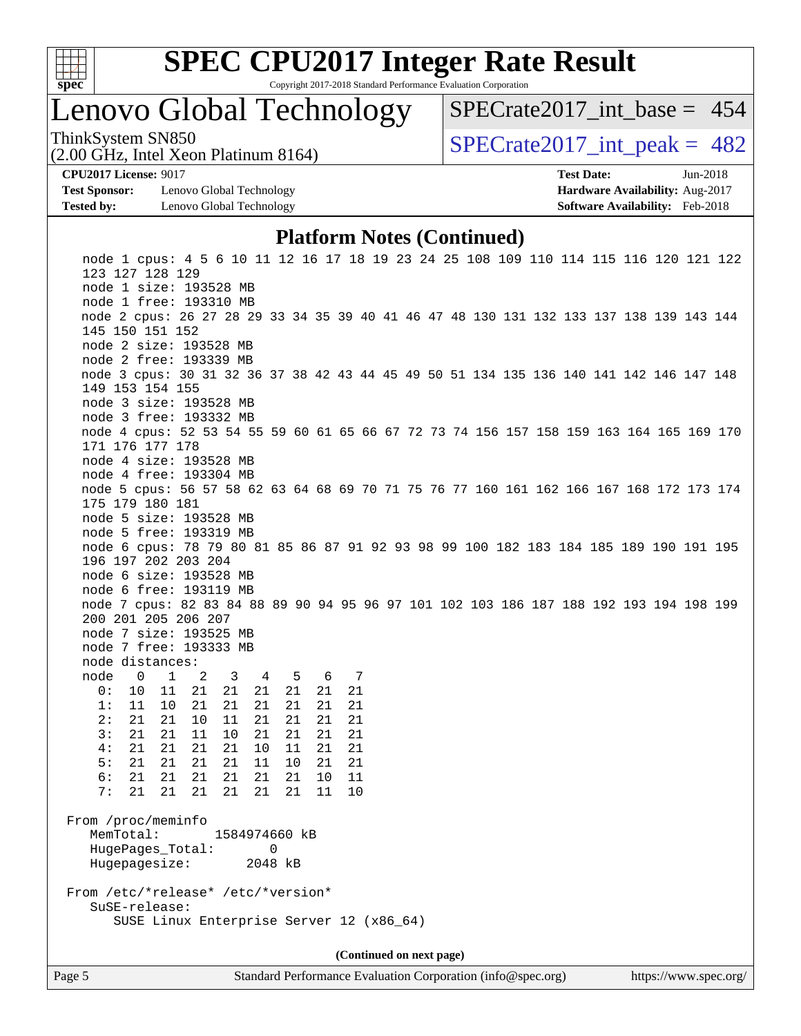## Platform Notes (Continued)

```
   node 1 cpus: 4 5 6 10 11 12 16 17 18 19 23 24 25 108 109 110 114 115 116 120 121 122
   123 127 128 129
   node 1 size: 193528 MB
   node 1 free: 193310 MB
   node 2 cpus: 26 27 28 29 33 34 35 39 40 41 46 47 48 130 131 132 133 137 138 139 143 144
   145 150 151 152
   node 2 size: 193528 MB
   node 2 free: 193339 MB
   node 3 cpus: 30 31 32 36 37 38 42 43 44 45 49 50 51 134 135 136 140 141 142 146 147 148
   149 153 154 155
   node 3 size: 193528 MB
   node 3 free: 193332 MB
   node 4 cpus: 52 53 54 55 59 60 61 65 66 67 72 73 74 156 157 158 159 163 164 165 169 170
   171 176 177 178
   node 4 size: 193528 MB
   node 4 free: 193304 MB
   node 5 cpus: 56 57 58 62 63 64 68 69 70 71 75 76 77 160 161 162 166 167 168 172 173 174
   175 179 180 181
   node 5 size: 193528 MB
   node 5 free: 193319 MB
   node 6 cpus: 78 79 80 81 85 86 87 91 92 93 98 99 100 182 183 184 185 189 190 191 195
   196 197 202 203 204
   node 6 size: 193528 MB
   node 6 free: 193119 MB
   node 7 cpus: 82 83 84 88 89 90 94 95 96 97 101 102 103 186 187 188 192 193 194 198 199
   200 201 205 206 207
   node 7 size: 193525 MB
   node 7 free: 193333 MB
   node distances:
   node   0   1   2   3   4   5   6   7
     0:  10  11  21  21  21  21  21  21
     1:  11  10  21  21  21  21  21  21
     2:  21  21  10  11  21  21  21  21
     3:  21  21  11  10  21  21  21  21
     4:  21  21  21  21  10  11  21  21
     5:  21  21  21  21  11  10  21  21
     6:  21  21  21  21  21  21  10  11
     7:  21  21  21  21  21  21  11  10

 From /proc/meminfo
    MemTotal:       1584974660 kB
    HugePages_Total:        0
    Hugepagesize:        2048 kB

 From /etc/*release* /etc/*version*
    SuSE-release:
       SUSE Linux Enterprise Server 12 (x86_64)
```

(Continued on next page)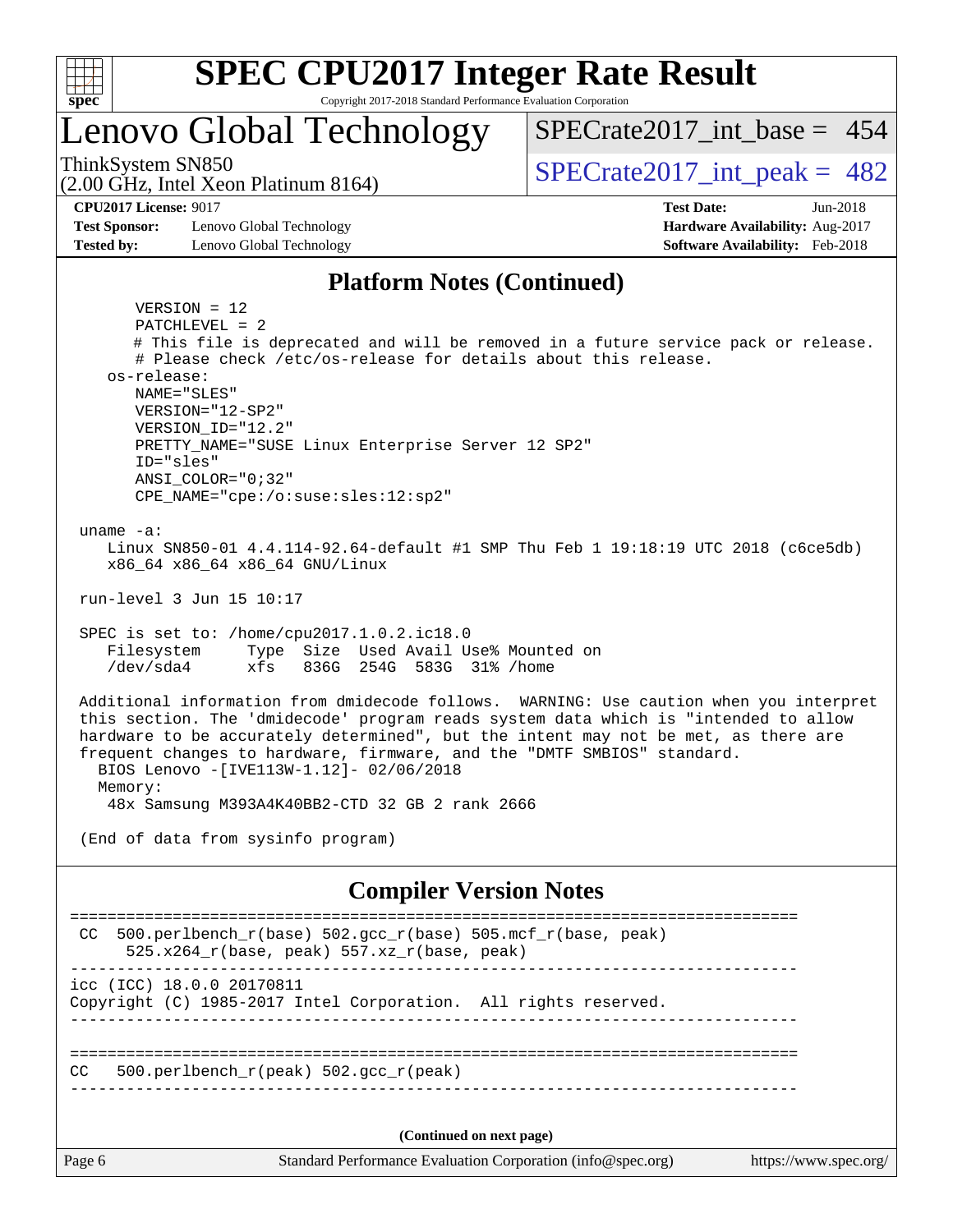# Lenovo Global Technology

ThinkSystem SN850
(2.00 GHz, Intel Xeon Platinum 8164)

SPECrate2017_int_base = 454

SPECrate2017_int_peak = 482

**CPU2017 License:** 9017
**Test Sponsor:** Lenovo Global Technology
**Tested by:** Lenovo Global Technology

**Test Date:** Jun-2018
**Hardware Availability:** Aug-2017
**Software Availability:** Feb-2018

## Platform Notes (Continued)

```
       VERSION = 12
       PATCHLEVEL = 2
       # This file is deprecated and will be removed in a future service pack or release.
       # Please check /etc/os-release for details about this release.
    os-release:
       NAME="SLES"
       VERSION="12-SP2"
       VERSION_ID="12.2"
       PRETTY_NAME="SUSE Linux Enterprise Server 12 SP2"
       ID="sles"
       ANSI_COLOR="0;32"
       CPE_NAME="cpe:/o:suse:sles:12:sp2"

 uname -a:
    Linux SN850-01 4.4.114-92.64-default #1 SMP Thu Feb 1 19:18:19 UTC 2018 (c6ce5db)
    x86_64 x86_64 x86_64 GNU/Linux

 run-level 3 Jun 15 10:17

 SPEC is set to: /home/cpu2017.1.0.2.ic18.0
    Filesystem     Type  Size  Used Avail Use% Mounted on
    /dev/sda4      xfs   836G  254G  583G  31% /home

 Additional information from dmidecode follows.  WARNING: Use caution when you interpret
 this section. The 'dmidecode' program reads system data which is "intended to allow
 hardware to be accurately determined", but the intent may not be met, as there are
 frequent changes to hardware, firmware, and the "DMTF SMBIOS" standard.
   BIOS Lenovo -[IVE113W-1.12]- 02/06/2018
   Memory:
    48x Samsung M393A4K40BB2-CTD 32 GB 2 rank 2666

 (End of data from sysinfo program)
```

## Compiler Version Notes

```
==============================================================================
 CC  500.perlbench_r(base) 502.gcc_r(base) 505.mcf_r(base, peak)
      525.x264_r(base, peak) 557.xz_r(base, peak)
------------------------------------------------------------------------------
icc (ICC) 18.0.0 20170811
Copyright (C) 1985-2017 Intel Corporation.  All rights reserved.
------------------------------------------------------------------------------

==============================================================================
CC   500.perlbench_r(peak) 502.gcc_r(peak)
------------------------------------------------------------------------------
```

(Continued on next page)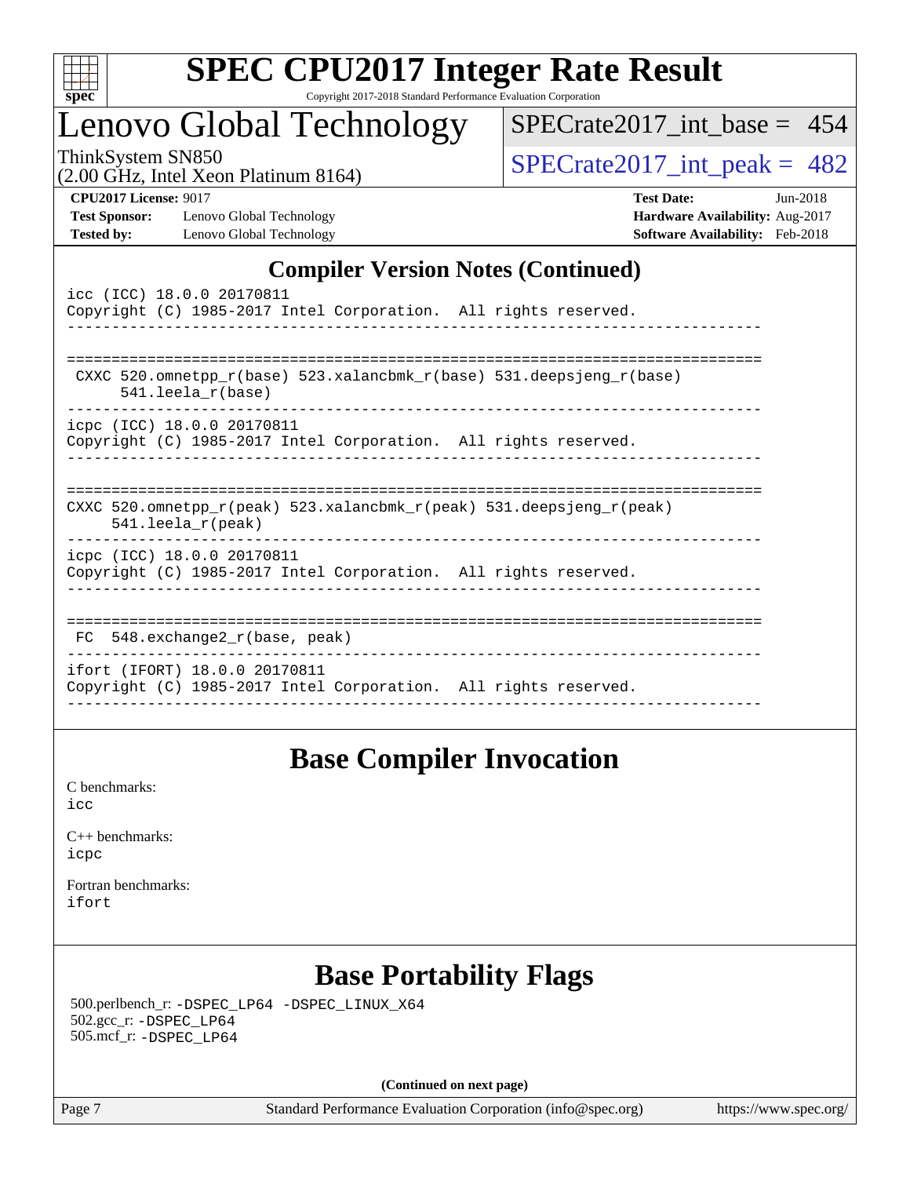## Compiler Version Notes (Continued)

```
icc (ICC) 18.0.0 20170811
Copyright (C) 1985-2017 Intel Corporation.  All rights reserved.
------------------------------------------------------------------------------

==============================================================================
 CXXC 520.omnetpp_r(base) 523.xalancbmk_r(base) 531.deepsjeng_r(base)
      541.leela_r(base)
------------------------------------------------------------------------------
icpc (ICC) 18.0.0 20170811
Copyright (C) 1985-2017 Intel Corporation.  All rights reserved.
------------------------------------------------------------------------------

==============================================================================
CXXC 520.omnetpp_r(peak) 523.xalancbmk_r(peak) 531.deepsjeng_r(peak)
     541.leela_r(peak)
------------------------------------------------------------------------------
icpc (ICC) 18.0.0 20170811
Copyright (C) 1985-2017 Intel Corporation.  All rights reserved.
------------------------------------------------------------------------------

==============================================================================
 FC  548.exchange2_r(base, peak)
------------------------------------------------------------------------------
ifort (IFORT) 18.0.0 20170811
Copyright (C) 1985-2017 Intel Corporation.  All rights reserved.
------------------------------------------------------------------------------
```

## Base Compiler Invocation

C benchmarks:
icc

C++ benchmarks:
icpc

Fortran benchmarks:
ifort

## Base Portability Flags

500.perlbench_r: -DSPEC_LP64 -DSPEC_LINUX_X64
502.gcc_r: -DSPEC_LP64
505.mcf_r: -DSPEC_LP64

**(Continued on next page)**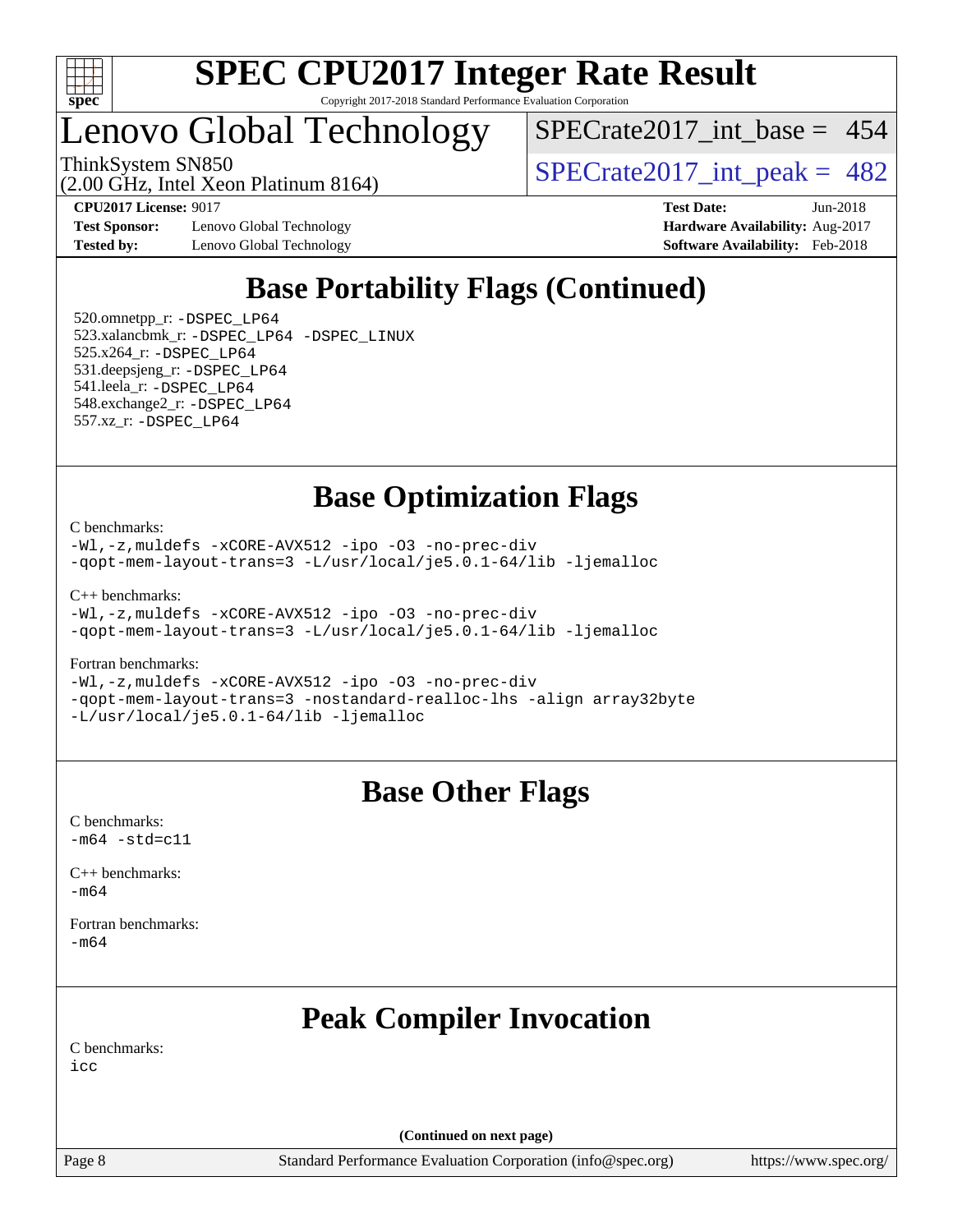# SPEC CPU2017 Integer Rate Result

Copyright 2017-2018 Standard Performance Evaluation Corporation

# Lenovo Global Technology

ThinkSystem SN850
(2.00 GHz, Intel Xeon Platinum 8164)

SPECrate2017_int_base = 454

SPECrate2017_int_peak = 482

**CPU2017 License:** 9017
**Test Sponsor:** Lenovo Global Technology
**Tested by:** Lenovo Global Technology

**Test Date:** Jun-2018
**Hardware Availability:** Aug-2017
**Software Availability:** Feb-2018

## Base Portability Flags (Continued)

520.omnetpp_r: -DSPEC_LP64
523.xalancbmk_r: -DSPEC_LP64 -DSPEC_LINUX
525.x264_r: -DSPEC_LP64
531.deepsjeng_r: -DSPEC_LP64
541.leela_r: -DSPEC_LP64
548.exchange2_r: -DSPEC_LP64
557.xz_r: -DSPEC_LP64

## Base Optimization Flags

C benchmarks:
-Wl,-z,muldefs -xCORE-AVX512 -ipo -O3 -no-prec-div
-qopt-mem-layout-trans=3 -L/usr/local/je5.0.1-64/lib -ljemalloc

C++ benchmarks:
-Wl,-z,muldefs -xCORE-AVX512 -ipo -O3 -no-prec-div
-qopt-mem-layout-trans=3 -L/usr/local/je5.0.1-64/lib -ljemalloc

Fortran benchmarks:
-Wl,-z,muldefs -xCORE-AVX512 -ipo -O3 -no-prec-div
-qopt-mem-layout-trans=3 -nostandard-realloc-lhs -align array32byte
-L/usr/local/je5.0.1-64/lib -ljemalloc

## Base Other Flags

C benchmarks:
-m64 -std=c11

C++ benchmarks:
-m64

Fortran benchmarks:
-m64

## Peak Compiler Invocation

C benchmarks:
icc

(Continued on next page)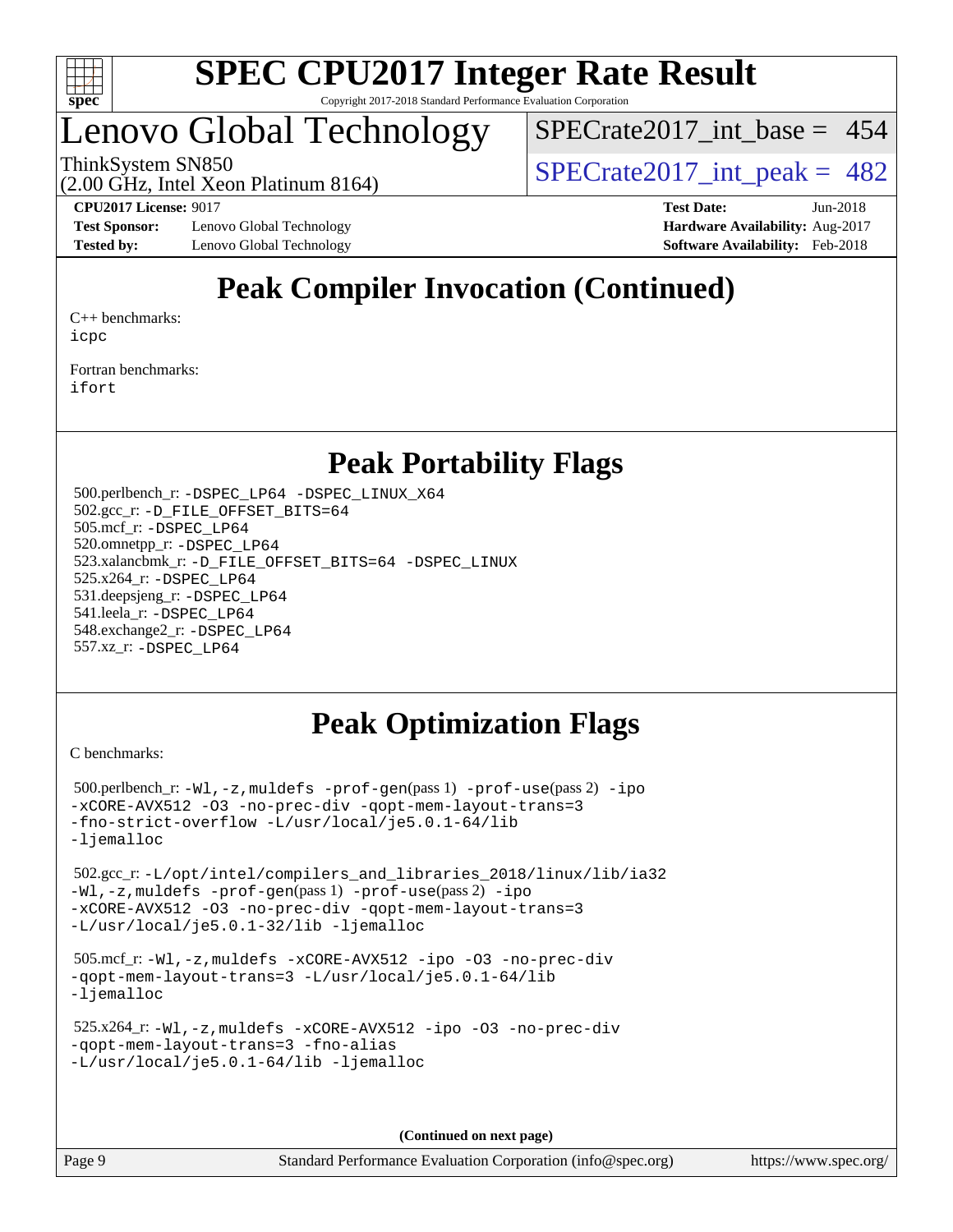# Peak Compiler Invocation (Continued)

C++ benchmarks:
icpc

Fortran benchmarks:
ifort

# Peak Portability Flags

500.perlbench_r: -DSPEC_LP64 -DSPEC_LINUX_X64
502.gcc_r: -D_FILE_OFFSET_BITS=64
505.mcf_r: -DSPEC_LP64
520.omnetpp_r: -DSPEC_LP64
523.xalancbmk_r: -D_FILE_OFFSET_BITS=64 -DSPEC_LINUX
525.x264_r: -DSPEC_LP64
531.deepsjeng_r: -DSPEC_LP64
541.leela_r: -DSPEC_LP64
548.exchange2_r: -DSPEC_LP64
557.xz_r: -DSPEC_LP64

# Peak Optimization Flags

C benchmarks:

500.perlbench_r: -Wl,-z,muldefs -prof-gen(pass 1) -prof-use(pass 2) -ipo -xCORE-AVX512 -O3 -no-prec-div -qopt-mem-layout-trans=3 -fno-strict-overflow -L/usr/local/je5.0.1-64/lib -ljemalloc

502.gcc_r: -L/opt/intel/compilers_and_libraries_2018/linux/lib/ia32 -Wl,-z,muldefs -prof-gen(pass 1) -prof-use(pass 2) -ipo -xCORE-AVX512 -O3 -no-prec-div -qopt-mem-layout-trans=3 -L/usr/local/je5.0.1-32/lib -ljemalloc

505.mcf_r: -Wl,-z,muldefs -xCORE-AVX512 -ipo -O3 -no-prec-div -qopt-mem-layout-trans=3 -L/usr/local/je5.0.1-64/lib -ljemalloc

525.x264_r: -Wl,-z,muldefs -xCORE-AVX512 -ipo -O3 -no-prec-div -qopt-mem-layout-trans=3 -fno-alias -L/usr/local/je5.0.1-64/lib -ljemalloc

**(Continued on next page)**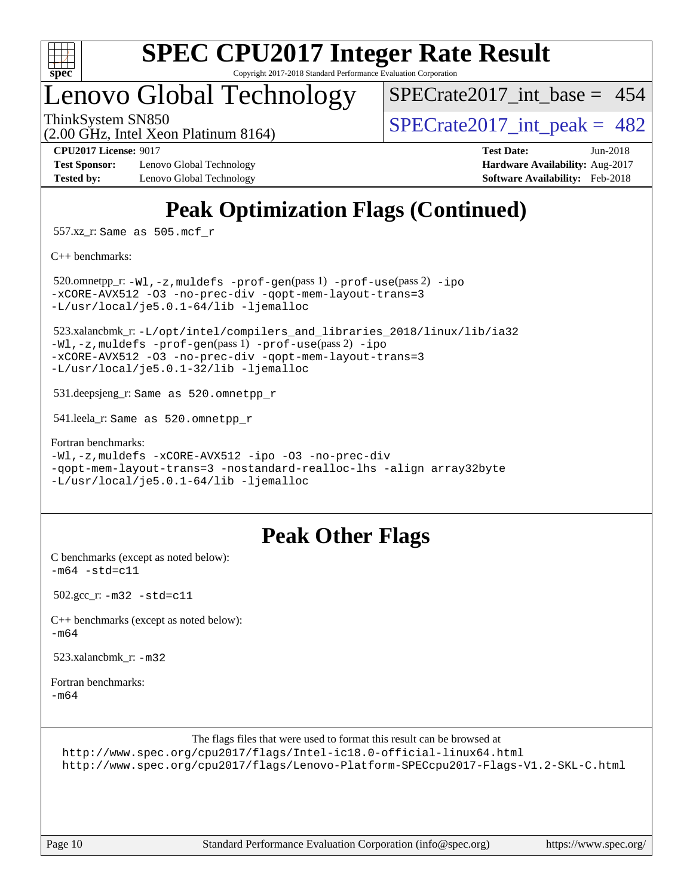# SPEC CPU2017 Integer Rate Result

Copyright 2017-2018 Standard Performance Evaluation Corporation

# Lenovo Global Technology

ThinkSystem SN850
(2.00 GHz, Intel Xeon Platinum 8164)

SPECrate2017_int_base = 454

SPECrate2017_int_peak = 482

**CPU2017 License:** 9017
**Test Sponsor:** Lenovo Global Technology
**Tested by:** Lenovo Global Technology

**Test Date:** Jun-2018
**Hardware Availability:** Aug-2017
**Software Availability:** Feb-2018

## Peak Optimization Flags (Continued)

557.xz_r: Same as 505.mcf_r

C++ benchmarks:

520.omnetpp_r: -Wl,-z,muldefs -prof-gen(pass 1) -prof-use(pass 2) -ipo -xCORE-AVX512 -O3 -no-prec-div -qopt-mem-layout-trans=3 -L/usr/local/je5.0.1-64/lib -ljemalloc

523.xalancbmk_r: -L/opt/intel/compilers_and_libraries_2018/linux/lib/ia32 -Wl,-z,muldefs -prof-gen(pass 1) -prof-use(pass 2) -ipo -xCORE-AVX512 -O3 -no-prec-div -qopt-mem-layout-trans=3 -L/usr/local/je5.0.1-32/lib -ljemalloc

531.deepsjeng_r: Same as 520.omnetpp_r

541.leela_r: Same as 520.omnetpp_r

Fortran benchmarks:
-Wl,-z,muldefs -xCORE-AVX512 -ipo -O3 -no-prec-div -qopt-mem-layout-trans=3 -nostandard-realloc-lhs -align array32byte -L/usr/local/je5.0.1-64/lib -ljemalloc

## Peak Other Flags

C benchmarks (except as noted below):
-m64 -std=c11

502.gcc_r: -m32 -std=c11

C++ benchmarks (except as noted below):
-m64

523.xalancbmk_r: -m32

Fortran benchmarks:
-m64

The flags files that were used to format this result can be browsed at
http://www.spec.org/cpu2017/flags/Intel-ic18.0-official-linux64.html
http://www.spec.org/cpu2017/flags/Lenovo-Platform-SPECcpu2017-Flags-V1.2-SKL-C.html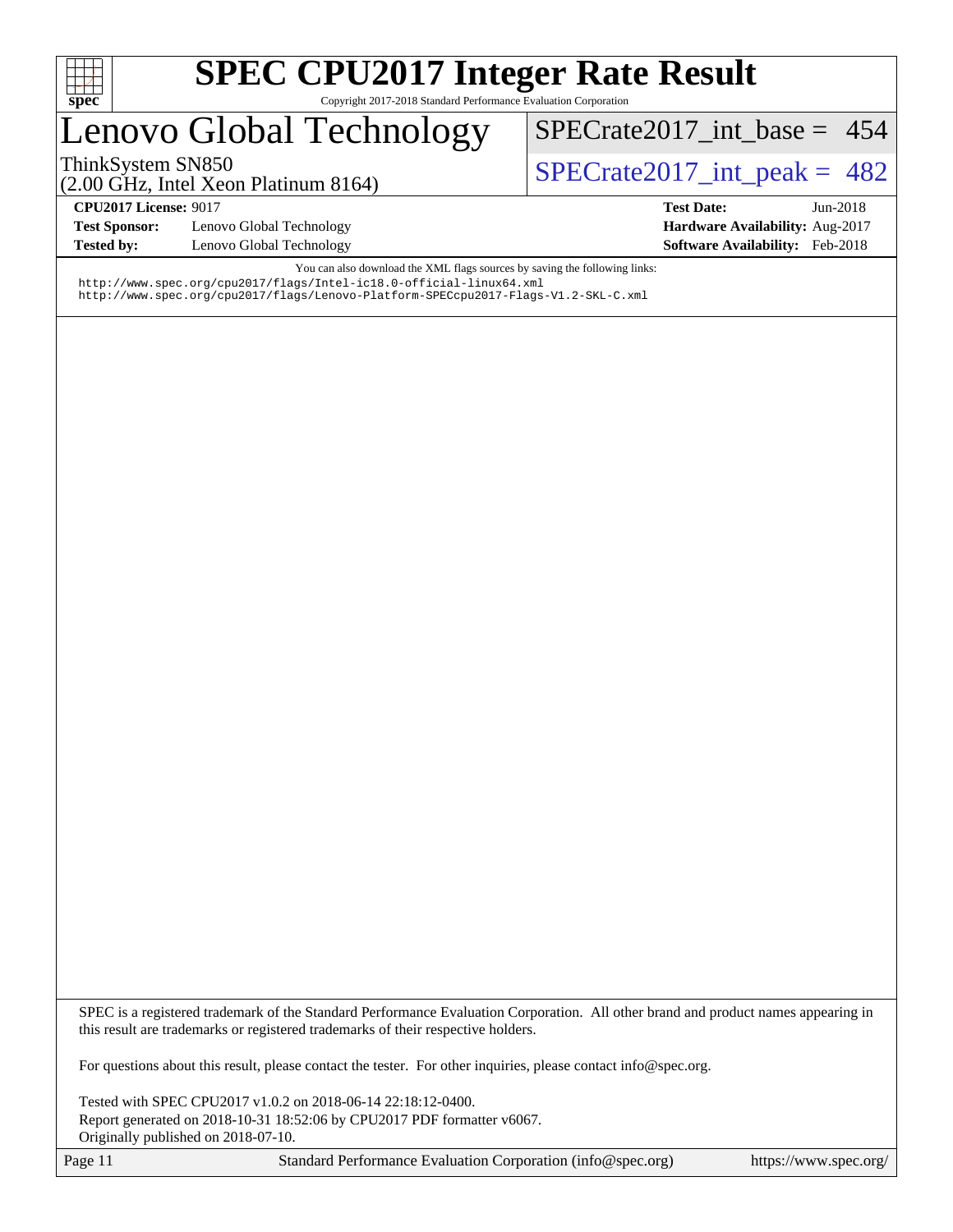You can also download the XML flags sources by saving the following links:

http://www.spec.org/cpu2017/flags/Intel-ic18.0-official-linux64.xml

http://www.spec.org/cpu2017/flags/Lenovo-Platform-SPECcpu2017-Flags-V1.2-SKL-C.xml

SPEC is a registered trademark of the Standard Performance Evaluation Corporation. All other brand and product names appearing in this result are trademarks or registered trademarks of their respective holders.

For questions about this result, please contact the tester. For other inquiries, please contact info@spec.org.

Tested with SPEC CPU2017 v1.0.2 on 2018-06-14 22:18:12-0400.
Report generated on 2018-10-31 18:52:06 by CPU2017 PDF formatter v6067.
Originally published on 2018-07-10.